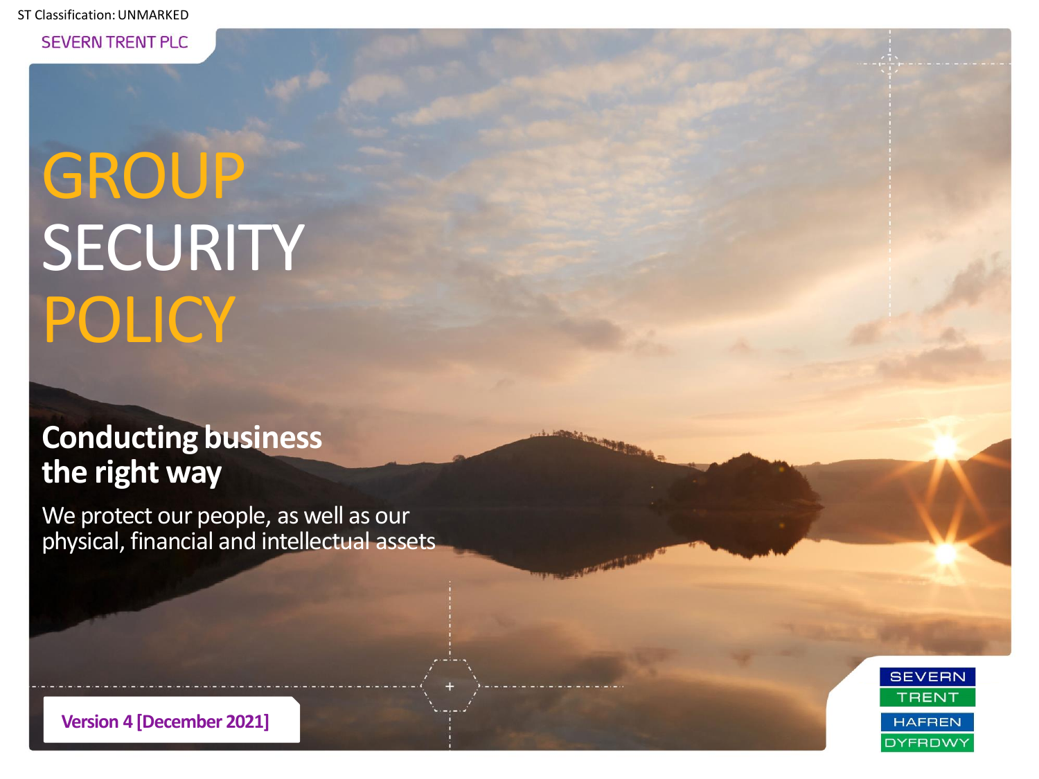ST Classification: UNMARKED

SEVERN TRENT PLC

# GROUP SECURITY POLICY

## Conducting business the right way

We protect our people, as well as our physical, financial and intellectual assets

**Version 4 [December 2021]**

SEVERN TRENT HAFREN DYFRDWY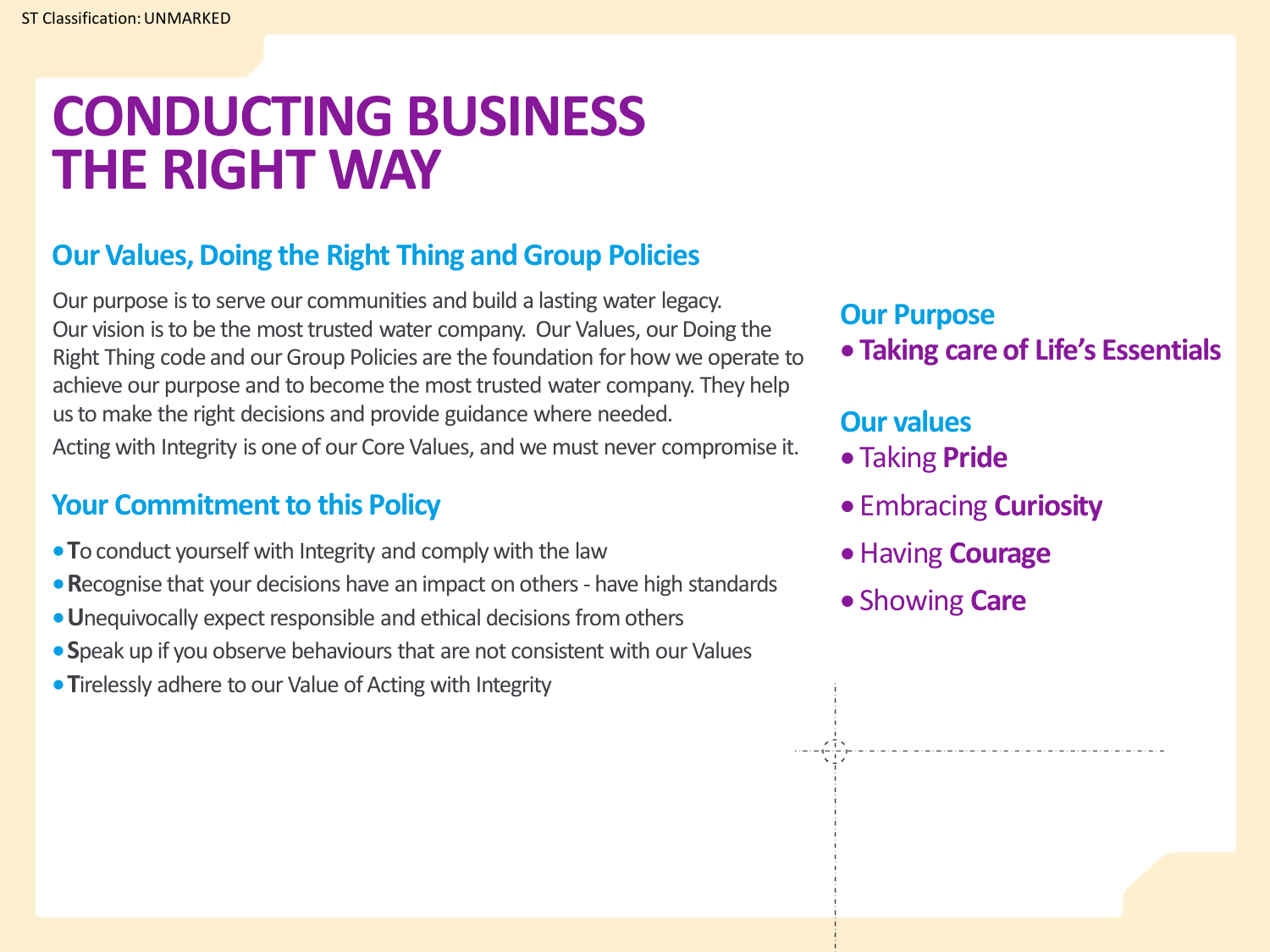# CONDUCTING BUSINESS THE RIGHT WAY

## Our Values, Doing the Right Thing and Group Policies

Our purpose is to serve our communities and build a lasting water legacy. Our vision is to be the most trusted water company. Our Values, our Doing the Right Thing code and our Group Policies are the foundation for how we operate to achieve our purpose and to become the most trusted water company. They help us to make the right decisions and provide guidance where needed.

Acting with Integrity is one of our Core Values, and we must never compromise it.

## Your Commitment to this Policy

- **T**o conduct yourself with Integrity and comply with the law
- **R**ecognise that your decisions have an impact on others - have high standards
- **U**nequivocally expect responsible and ethical decisions from others
- **S**peak up if you observe behaviours that are not consistent with our Values
- **T**irelessly adhere to our Value of Acting with Integrity

## Our Purpose

- **Taking care of Life's Essentials**

## Our values

- Taking **Pride**
- Embracing **Curiosity**
- Having **Courage**
- Showing **Care**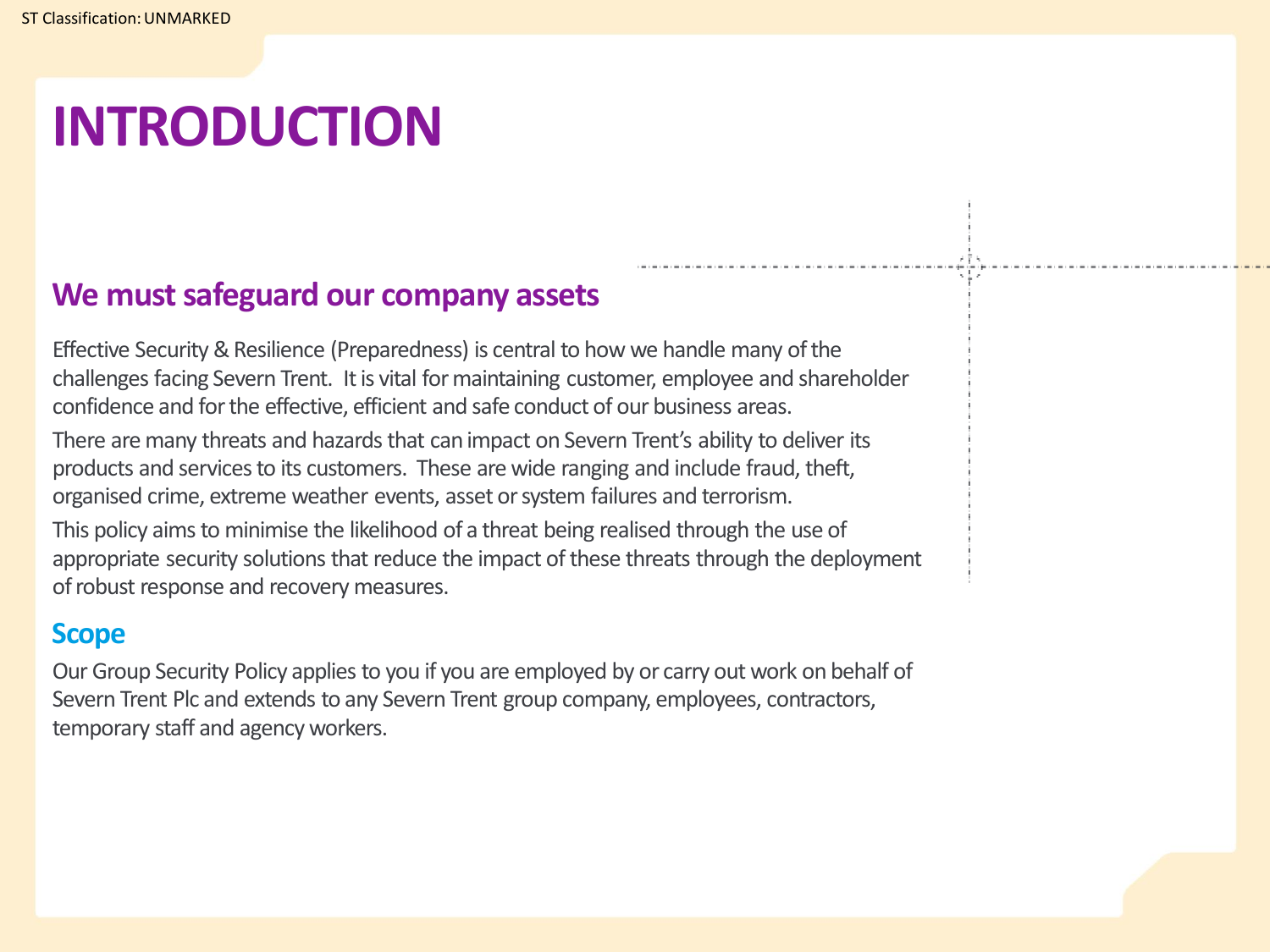# INTRODUCTION

## We must safeguard our company assets

Effective Security & Resilience (Preparedness) is central to how we handle many of the challenges facing Severn Trent. It is vital for maintaining customer, employee and shareholder confidence and for the effective, efficient and safe conduct of our business areas.

There are many threats and hazards that can impact on Severn Trent's ability to deliver its products and services to its customers. These are wide ranging and include fraud, theft, organised crime, extreme weather events, asset or system failures and terrorism.

This policy aims to minimise the likelihood of a threat being realised through the use of appropriate security solutions that reduce the impact of these threats through the deployment of robust response and recovery measures.

### Scope

Our Group Security Policy applies to you if you are employed by or carry out work on behalf of Severn Trent Plc and extends to any Severn Trent group company, employees, contractors, temporary staff and agency workers.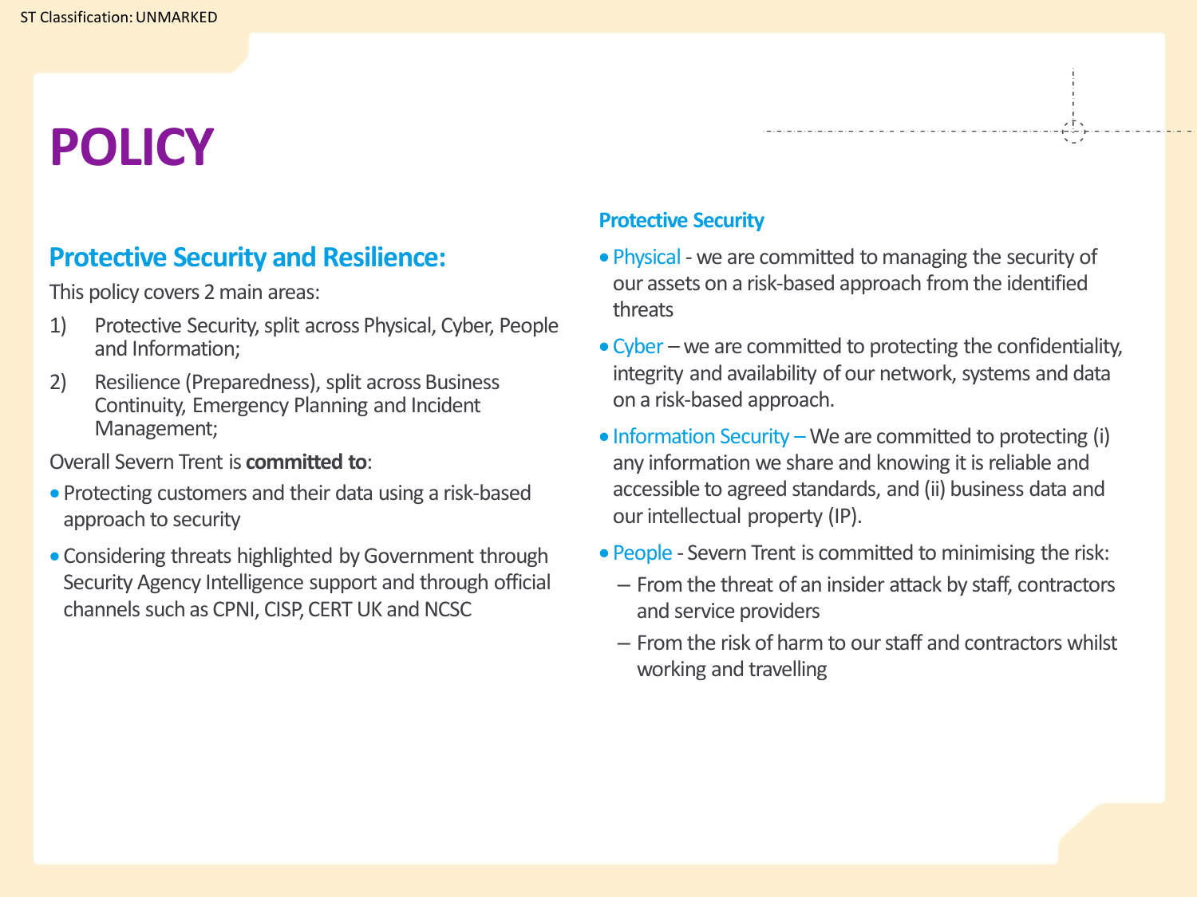# POLICY

## Protective Security and Resilience:

This policy covers 2 main areas:

1) Protective Security, split across Physical, Cyber, People and Information;
2) Resilience (Preparedness), split across Business Continuity, Emergency Planning and Incident Management;

Overall Severn Trent is **committed to**:

- Protecting customers and their data using a risk-based approach to security
- Considering threats highlighted by Government through Security Agency Intelligence support and through official channels such as CPNI, CISP, CERT UK and NCSC

### Protective Security

- Physical - we are committed to managing the security of our assets on a risk-based approach from the identified threats
- Cyber – we are committed to protecting the confidentiality, integrity and availability of our network, systems and data on a risk-based approach.
- Information Security – We are committed to protecting (i) any information we share and knowing it is reliable and accessible to agreed standards, and (ii) business data and our intellectual property (IP).
- People - Severn Trent is committed to minimising the risk:
  - From the threat of an insider attack by staff, contractors and service providers
  - From the risk of harm to our staff and contractors whilst working and travelling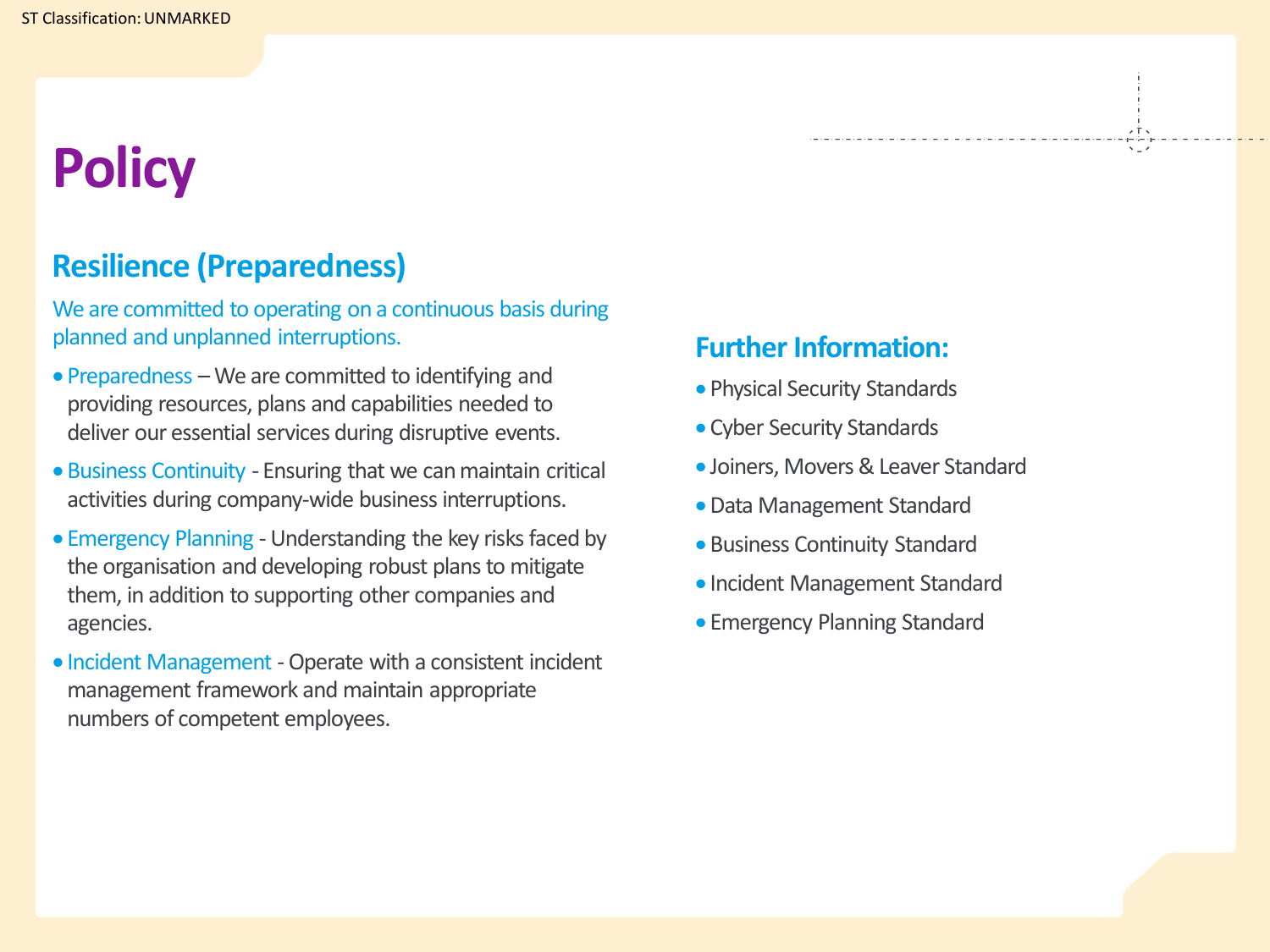# Policy

## Resilience (Preparedness)

We are committed to operating on a continuous basis during planned and unplanned interruptions.

- Preparedness – We are committed to identifying and providing resources, plans and capabilities needed to deliver our essential services during disruptive events.
- Business Continuity - Ensuring that we can maintain critical activities during company-wide business interruptions.
- Emergency Planning - Understanding the key risks faced by the organisation and developing robust plans to mitigate them, in addition to supporting other companies and agencies.
- Incident Management - Operate with a consistent incident management framework and maintain appropriate numbers of competent employees.

## Further Information:

- Physical Security Standards
- Cyber Security Standards
- Joiners, Movers & Leaver Standard
- Data Management Standard
- Business Continuity Standard
- Incident Management Standard
- Emergency Planning Standard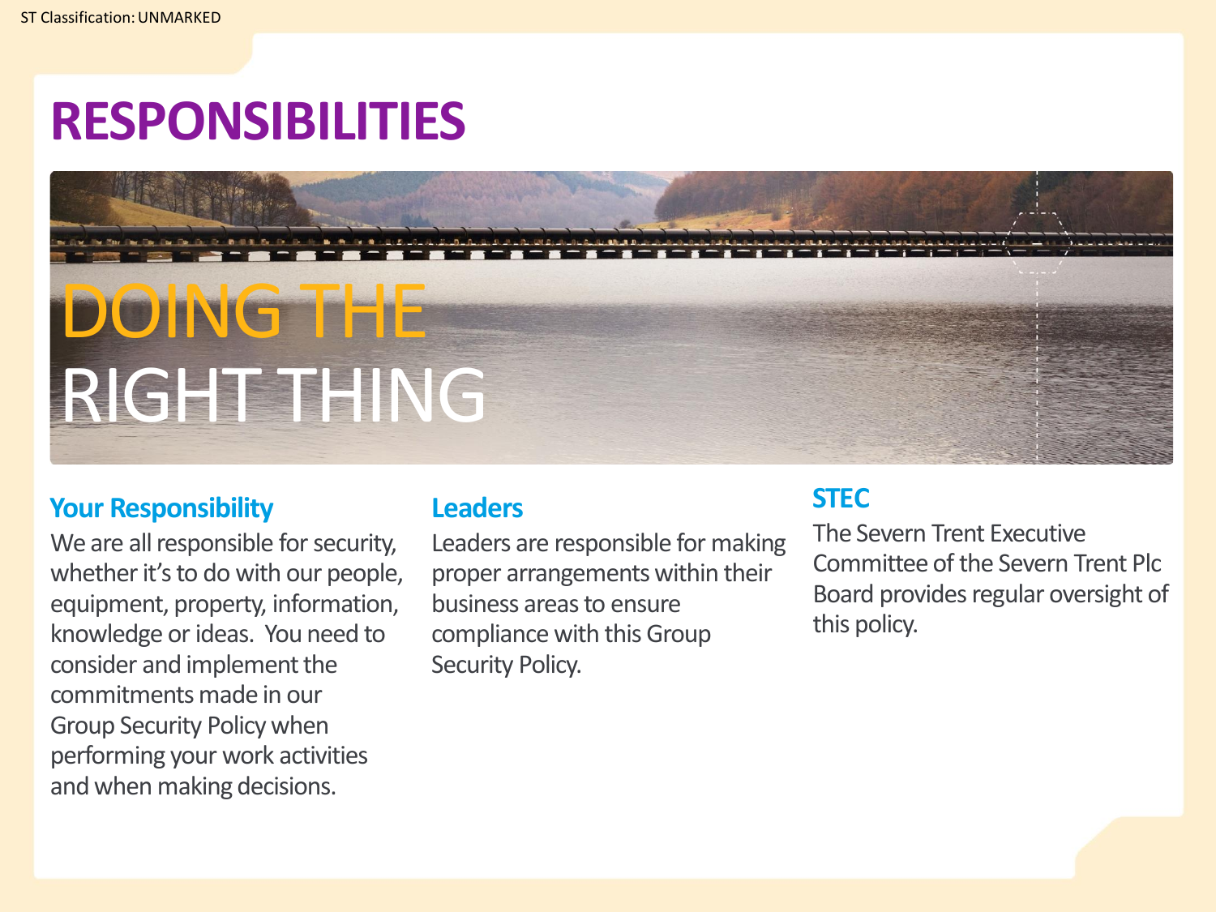# RESPONSIBILITIES

DOING THE RIGHT THING

### Your Responsibility

We are all responsible for security, whether it's to do with our people, equipment, property, information, knowledge or ideas. You need to consider and implement the commitments made in our Group Security Policy when performing your work activities and when making decisions.

### Leaders

Leaders are responsible for making proper arrangements within their business areas to ensure compliance with this Group Security Policy.

### STEC

The Severn Trent Executive Committee of the Severn Trent Plc Board provides regular oversight of this policy.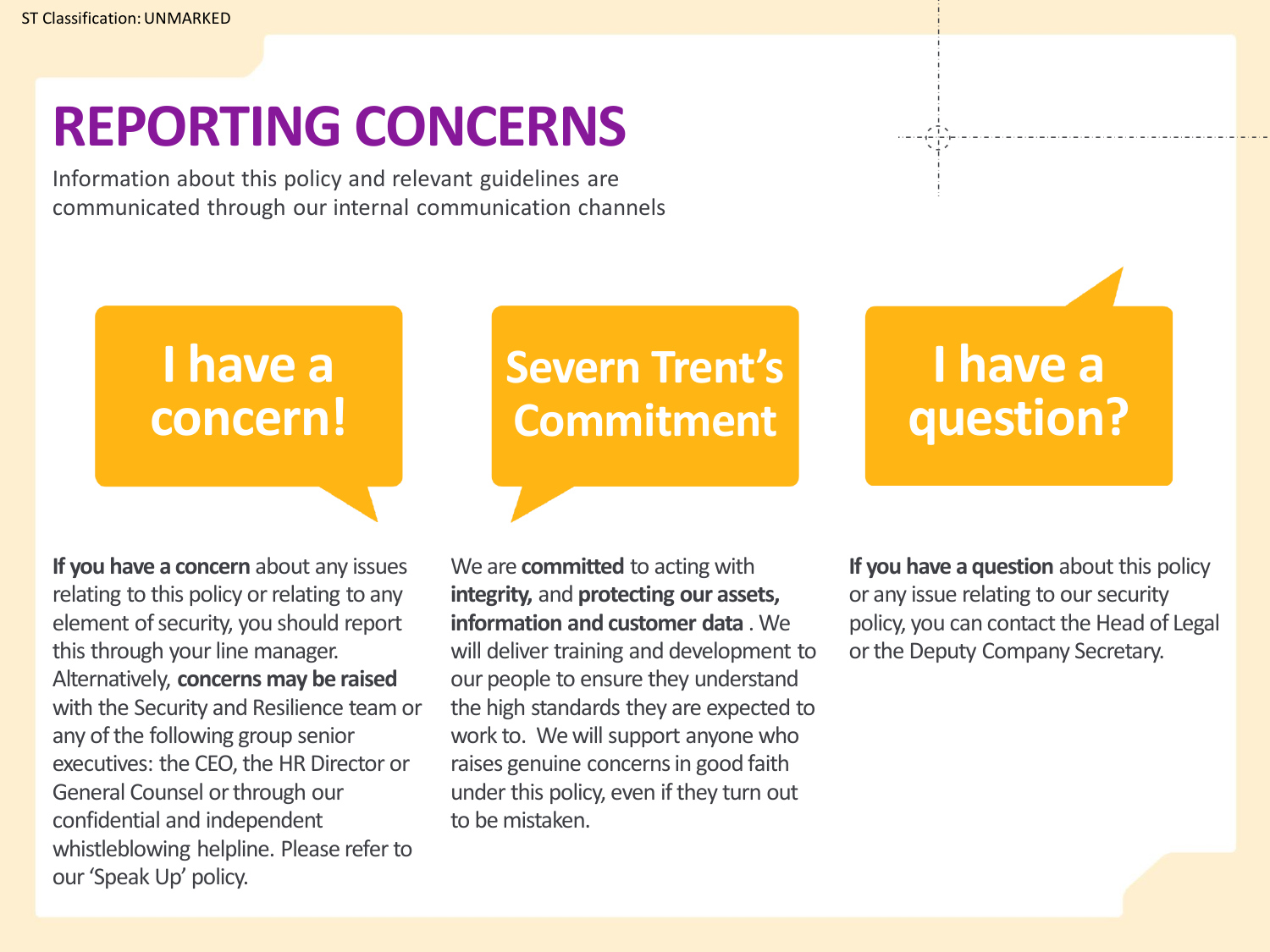# REPORTING CONCERNS

Information about this policy and relevant guidelines are communicated through our internal communication channels

## I have a concern!

**If you have a concern** about any issues relating to this policy or relating to any element of security, you should report this through your line manager. Alternatively, **concerns may be raised** with the Security and Resilience team or any of the following group senior executives: the CEO, the HR Director or General Counsel or through our confidential and independent whistleblowing helpline. Please refer to our 'Speak Up' policy.

## Severn Trent's Commitment

We are **committed** to acting with **integrity,** and **protecting our assets, information and customer data** . We will deliver training and development to our people to ensure they understand the high standards they are expected to work to. We will support anyone who raises genuine concerns in good faith under this policy, even if they turn out to be mistaken.

## I have a question?

**If you have a question** about this policy or any issue relating to our security policy, you can contact the Head of Legal or the Deputy Company Secretary.